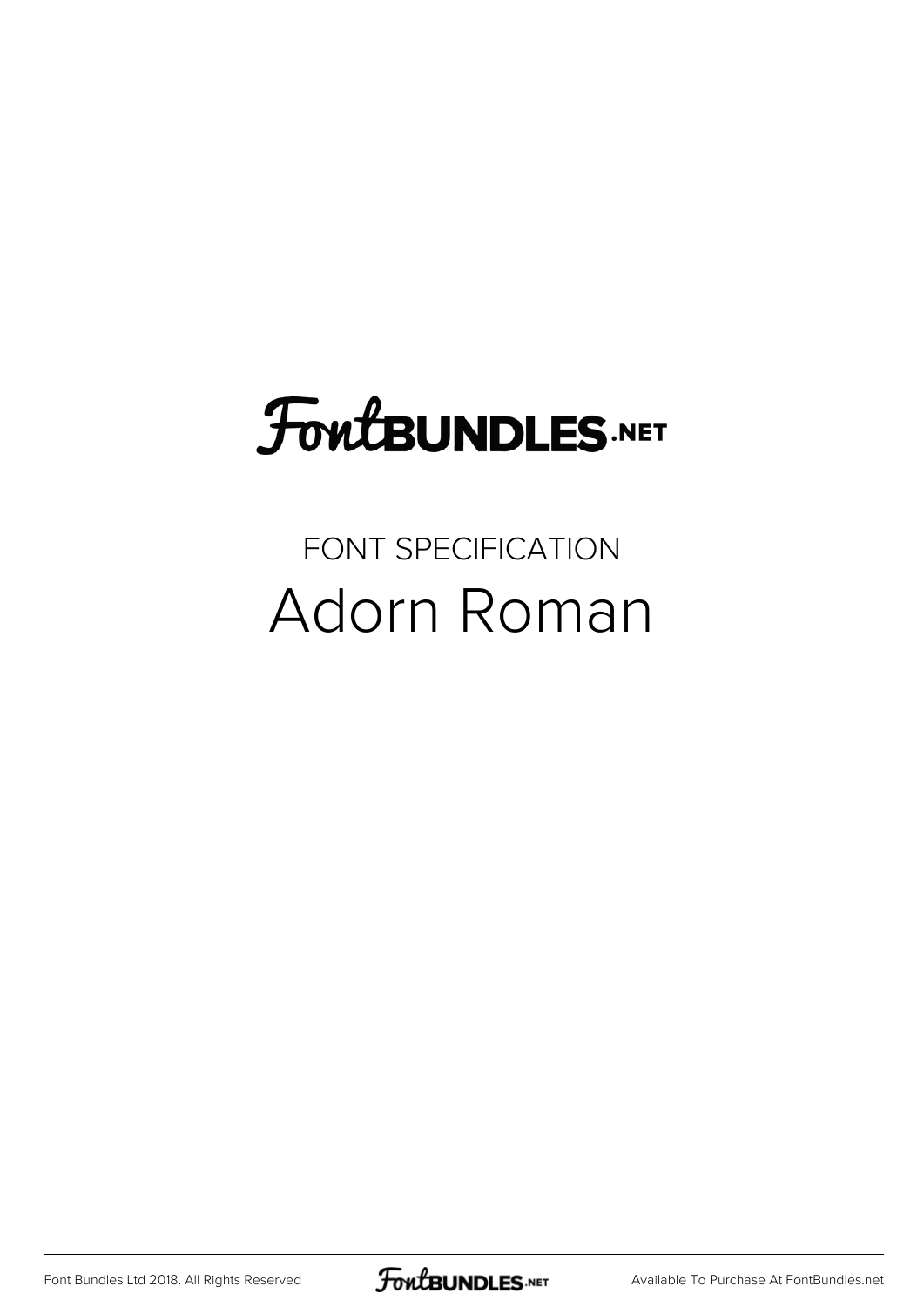# FontBUNDLES.NET

FONT SPECIFICATION

# Adorn Roman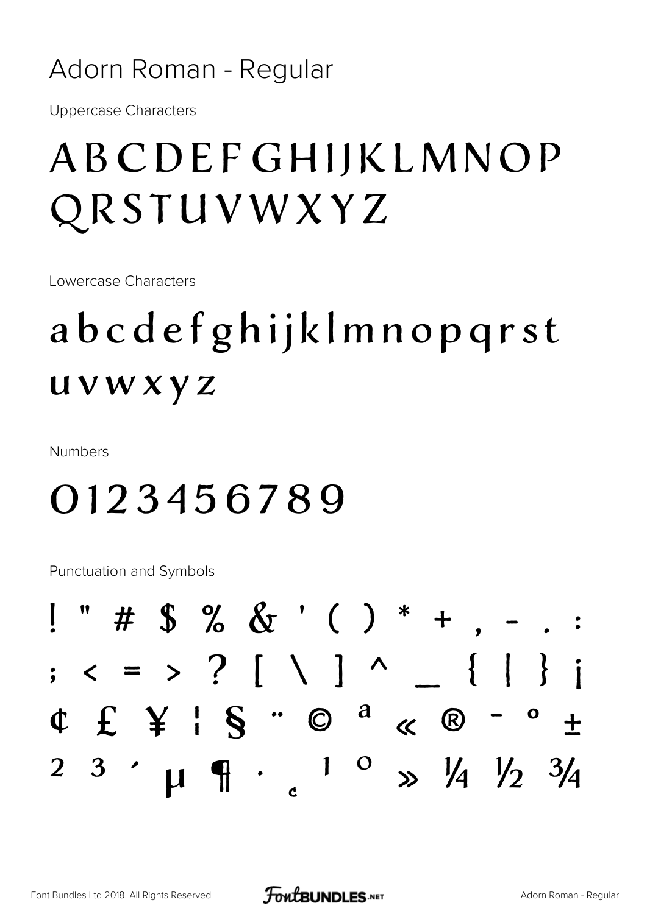# Adorn Roman - Regular

Uppercase Characters

ABCDEFGHIJKLMNOP
QRSTUVWXYZ

Lowercase Characters

abcdefghijklmnopqrst
uvwxyz

Numbers

0123456789

Punctuation and Symbols

! " # $ % & ' ( ) * + , - . :
; < = > ? [ \ ] ^ _ { | } ¡
¢ £ ¥ ¦ § ¨ © ª « ® ¯ ° ±
² ³ ´ µ ¶ · ¸ ¹ º » ¼ ½ ¾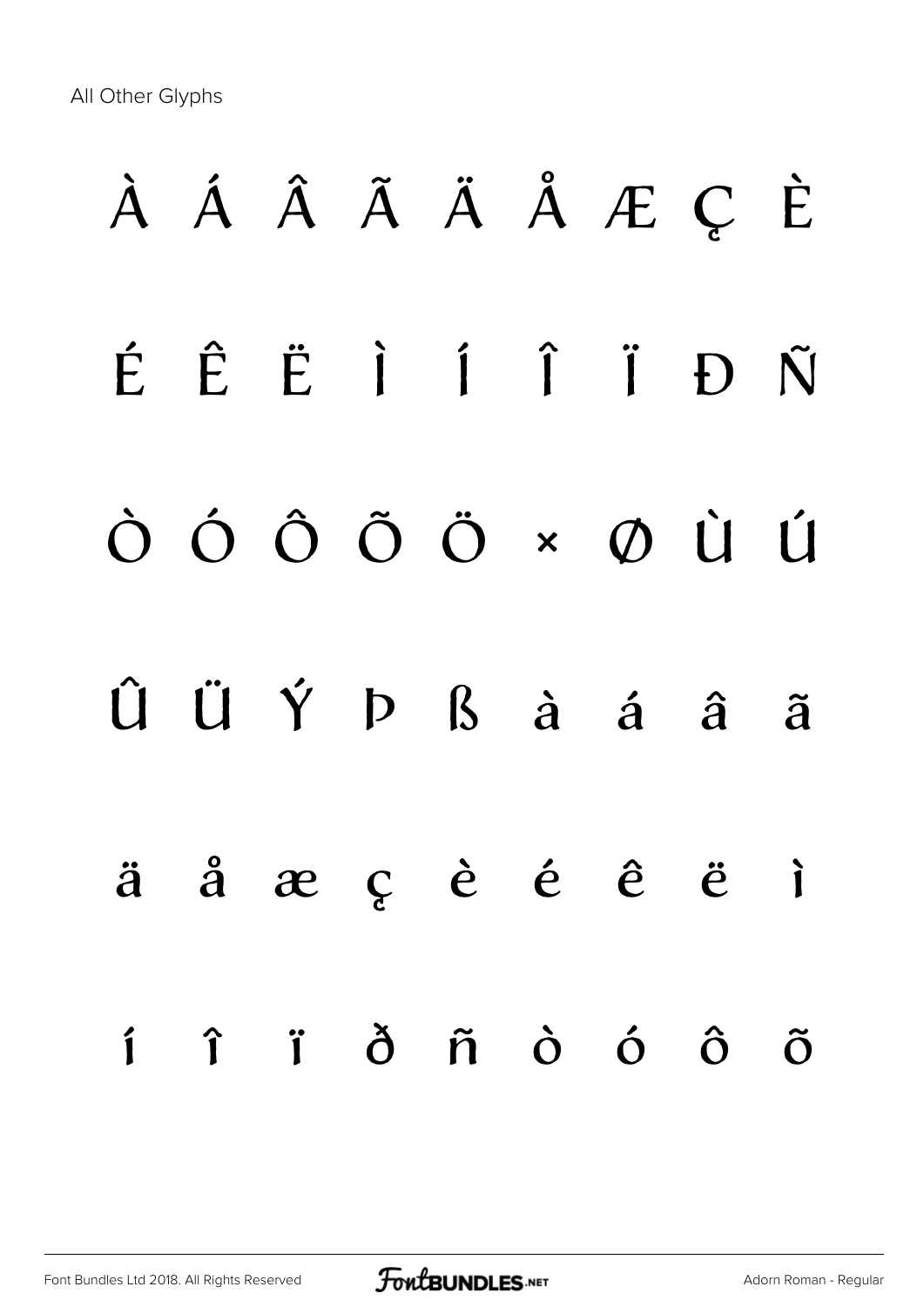All Other Glyphs

À Á Â Ã Ä Å Æ Ç È

É Ê Ë Ì Í Î Ï Ð Ñ

Ò Ó Ô Õ Ö × Ø Ù Ú

Û Ü Ý Þ ß à á â ã

ä å æ ç è é ê ë ì

í î ï ð ñ ò ó ô õ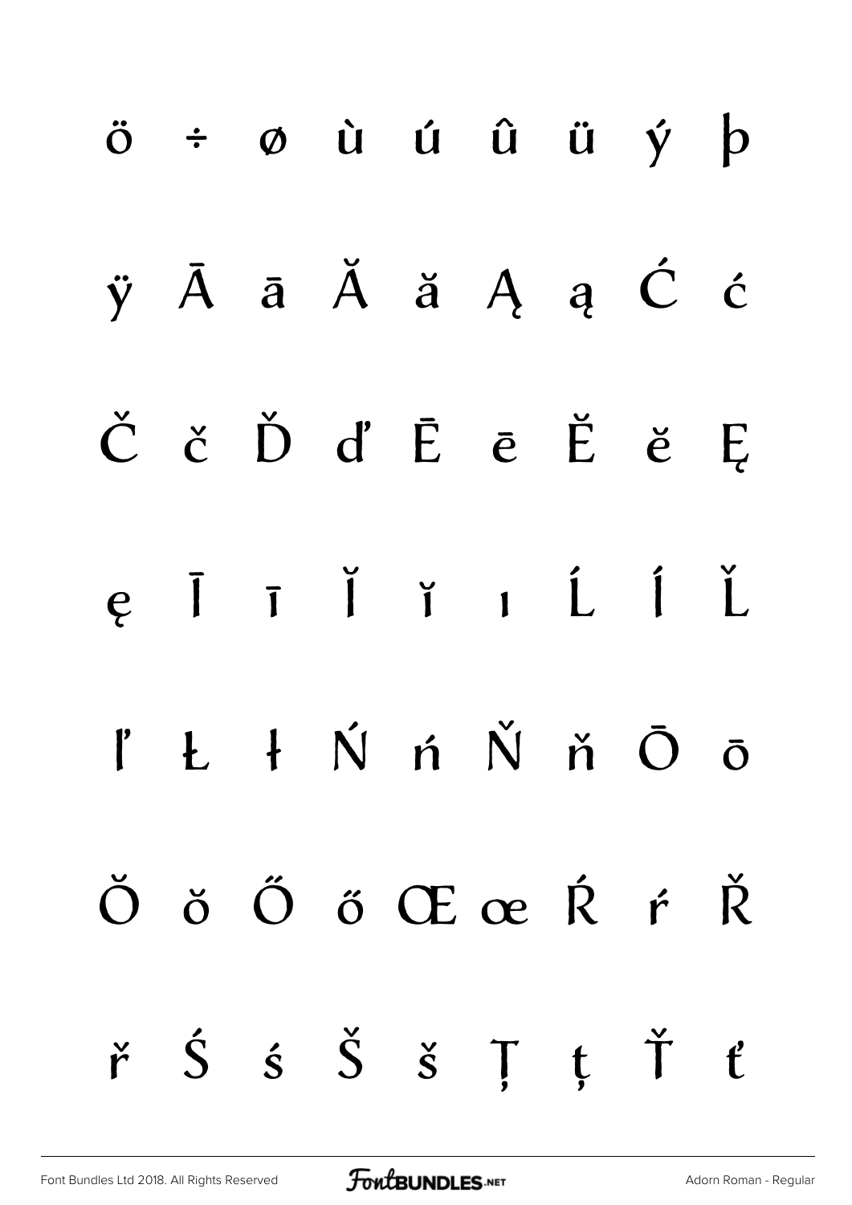ö ÷ ø ù ú û ü ý þ

ÿ Ā ā Ă ă Ą ą Ć ć

Č č Ď ď Ē ē Ě ě Ę

ę Ī ī Ĭ ĭ ı Ĺ Í Ľ

ľ Ł ł Ń ń Ň ň Ō ō

Ŏ ŏ Ő ő Œ œ Ŕ ŕ Ř

ř Ś ś Š š Ţ ţ Ť ť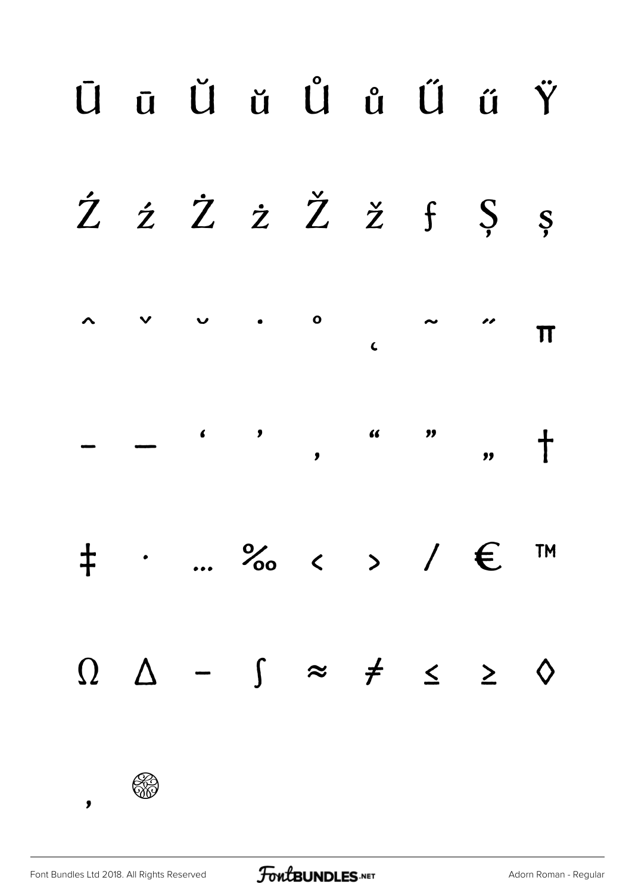Ū ū Ŭ ŭ Ů ů Ű ű Ÿ

Ź ź Ż ż Ž ž ƒ Ș ș

ˆ ˇ ˘ ˙ ˚ ˛ ˜ ˝ π

– — ‘ ’ ‚ “ ” „ †

‡ · … ‰ ‹ › ⁄ € ™

Ω ∆ − ∫ ≈ ≠ ≤ ≥ ◊

,